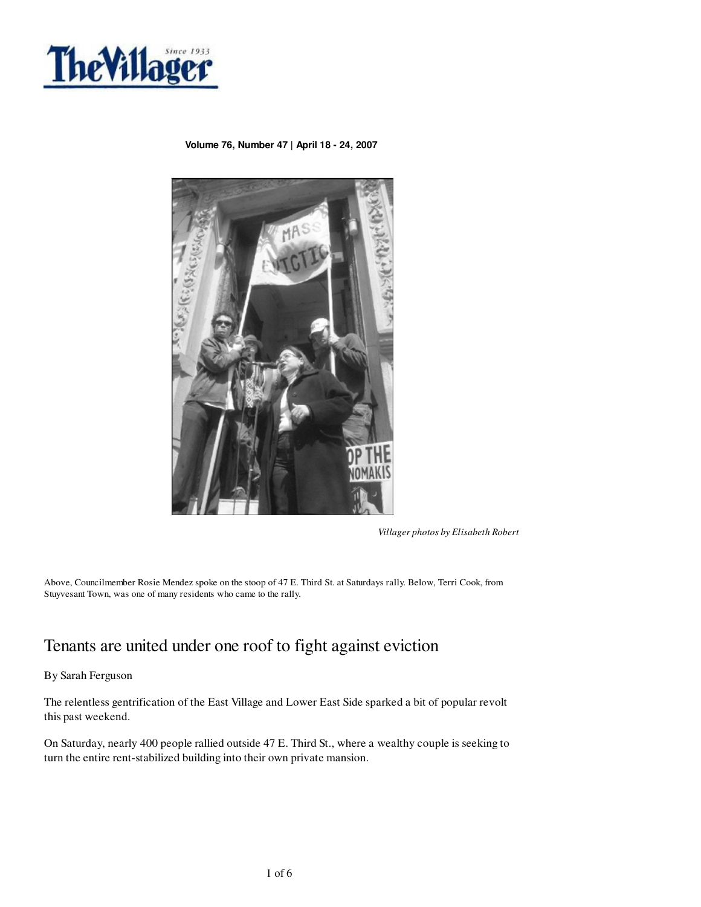Volume 76, Number 47 | April 18 - 24, 2007

*Villager photos by Elisabeth Robert*

Above, Councilmember Rosie Mendez spoke on the stoop of 47 E. Third St. at Saturdays rally. Below, Terri Cook, from Stuyvesant Town, was one of many residents who came to the rally.

# Tenants are united under one roof to fight against eviction

By Sarah Ferguson

The relentless gentrification of the East Village and Lower East Side sparked a bit of popular revolt this past weekend.

On Saturday, nearly 400 people rallied outside 47 E. Third St., where a wealthy couple is seeking to turn the entire rent-stabilized building into their own private mansion.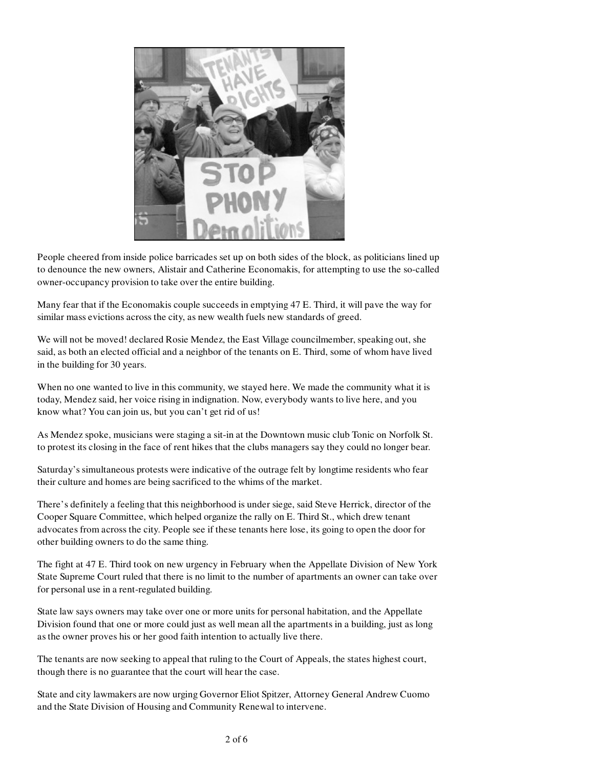People cheered from inside police barricades set up on both sides of the block, as politicians lined up to denounce the new owners, Alistair and Catherine Economakis, for attempting to use the so-called owner-occupancy provision to take over the entire building.

Many fear that if the Economakis couple succeeds in emptying 47 E. Third, it will pave the way for similar mass evictions across the city, as new wealth fuels new standards of greed.

We will not be moved! declared Rosie Mendez, the East Village councilmember, speaking out, she said, as both an elected official and a neighbor of the tenants on E. Third, some of whom have lived in the building for 30 years.

When no one wanted to live in this community, we stayed here. We made the community what it is today, Mendez said, her voice rising in indignation. Now, everybody wants to live here, and you know what? You can join us, but you can't get rid of us!

As Mendez spoke, musicians were staging a sit-in at the Downtown music club Tonic on Norfolk St. to protest its closing in the face of rent hikes that the clubs managers say they could no longer bear.

Saturday's simultaneous protests were indicative of the outrage felt by longtime residents who fear their culture and homes are being sacrificed to the whims of the market.

There's definitely a feeling that this neighborhood is under siege, said Steve Herrick, director of the Cooper Square Committee, which helped organize the rally on E. Third St., which drew tenant advocates from across the city. People see if these tenants here lose, its going to open the door for other building owners to do the same thing.

The fight at 47 E. Third took on new urgency in February when the Appellate Division of New York State Supreme Court ruled that there is no limit to the number of apartments an owner can take over for personal use in a rent-regulated building.

State law says owners may take over one or more units for personal habitation, and the Appellate Division found that one or more could just as well mean all the apartments in a building, just as long as the owner proves his or her good faith intention to actually live there.

The tenants are now seeking to appeal that ruling to the Court of Appeals, the states highest court, though there is no guarantee that the court will hear the case.

State and city lawmakers are now urging Governor Eliot Spitzer, Attorney General Andrew Cuomo and the State Division of Housing and Community Renewal to intervene.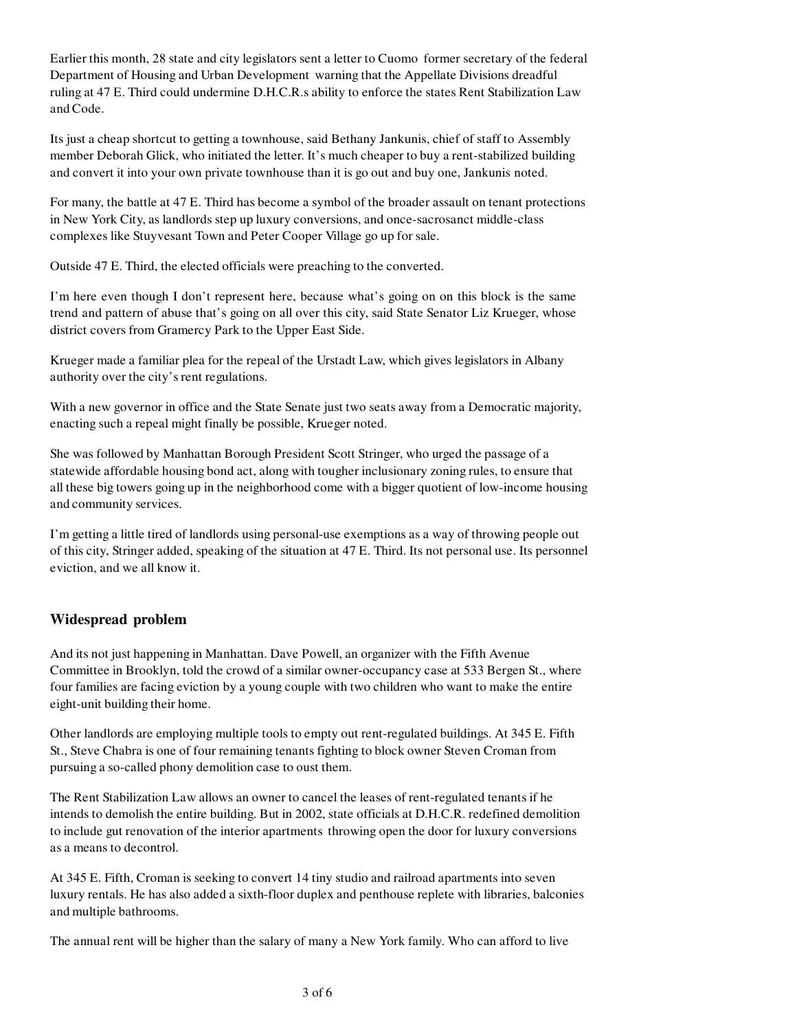Earlier this month, 28 state and city legislators sent a letter to Cuomo former secretary of the federal Department of Housing and Urban Development warning that the Appellate Divisions dreadful ruling at 47 E. Third could undermine D.H.C.R.s ability to enforce the states Rent Stabilization Law and Code.

Its just a cheap shortcut to getting a townhouse, said Bethany Jankunis, chief of staff to Assembly member Deborah Glick, who initiated the letter. It's much cheaper to buy a rent-stabilized building and convert it into your own private townhouse than it is go out and buy one, Jankunis noted.

For many, the battle at 47 E. Third has become a symbol of the broader assault on tenant protections in New York City, as landlords step up luxury conversions, and once-sacrosanct middle-class complexes like Stuyvesant Town and Peter Cooper Village go up for sale.

Outside 47 E. Third, the elected officials were preaching to the converted.

I'm here even though I don't represent here, because what's going on on this block is the same trend and pattern of abuse that's going on all over this city, said State Senator Liz Krueger, whose district covers from Gramercy Park to the Upper East Side.

Krueger made a familiar plea for the repeal of the Urstadt Law, which gives legislators in Albany authority over the city's rent regulations.

With a new governor in office and the State Senate just two seats away from a Democratic majority, enacting such a repeal might finally be possible, Krueger noted.

She was followed by Manhattan Borough President Scott Stringer, who urged the passage of a statewide affordable housing bond act, along with tougher inclusionary zoning rules, to ensure that all these big towers going up in the neighborhood come with a bigger quotient of low-income housing and community services.

I'm getting a little tired of landlords using personal-use exemptions as a way of throwing people out of this city, Stringer added, speaking of the situation at 47 E. Third. Its not personal use. Its personnel eviction, and we all know it.

### Widespread problem

And its not just happening in Manhattan. Dave Powell, an organizer with the Fifth Avenue Committee in Brooklyn, told the crowd of a similar owner-occupancy case at 533 Bergen St., where four families are facing eviction by a young couple with two children who want to make the entire eight-unit building their home.

Other landlords are employing multiple tools to empty out rent-regulated buildings. At 345 E. Fifth St., Steve Chabra is one of four remaining tenants fighting to block owner Steven Croman from pursuing a so-called phony demolition case to oust them.

The Rent Stabilization Law allows an owner to cancel the leases of rent-regulated tenants if he intends to demolish the entire building. But in 2002, state officials at D.H.C.R. redefined demolition to include gut renovation of the interior apartments throwing open the door for luxury conversions as a means to decontrol.

At 345 E. Fifth, Croman is seeking to convert 14 tiny studio and railroad apartments into seven luxury rentals. He has also added a sixth-floor duplex and penthouse replete with libraries, balconies and multiple bathrooms.

The annual rent will be higher than the salary of many a New York family. Who can afford to live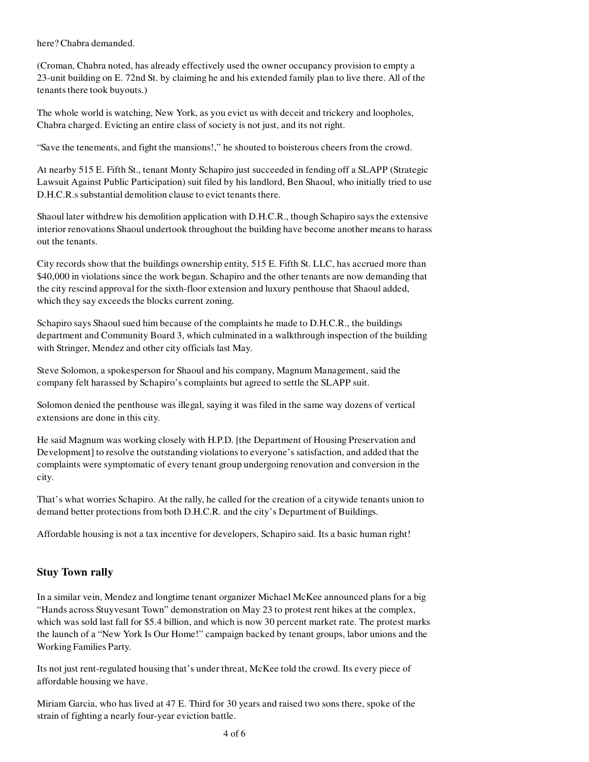here? Chabra demanded.

(Croman, Chabra noted, has already effectively used the owner occupancy provision to empty a 23-unit building on E. 72nd St. by claiming he and his extended family plan to live there. All of the tenants there took buyouts.)

The whole world is watching, New York, as you evict us with deceit and trickery and loopholes, Chabra charged. Evicting an entire class of society is not just, and its not right.

"Save the tenements, and fight the mansions!," he shouted to boisterous cheers from the crowd.

At nearby 515 E. Fifth St., tenant Monty Schapiro just succeeded in fending off a SLAPP (Strategic Lawsuit Against Public Participation) suit filed by his landlord, Ben Shaoul, who initially tried to use D.H.C.R.s substantial demolition clause to evict tenants there.

Shaoul later withdrew his demolition application with D.H.C.R., though Schapiro says the extensive interior renovations Shaoul undertook throughout the building have become another means to harass out the tenants.

City records show that the buildings ownership entity, 515 E. Fifth St. LLC, has accrued more than $40,000 in violations since the work began. Schapiro and the other tenants are now demanding that the city rescind approval for the sixth-floor extension and luxury penthouse that Shaoul added, which they say exceeds the blocks current zoning.

Schapiro says Shaoul sued him because of the complaints he made to D.H.C.R., the buildings department and Community Board 3, which culminated in a walkthrough inspection of the building with Stringer, Mendez and other city officials last May.

Steve Solomon, a spokesperson for Shaoul and his company, Magnum Management, said the company felt harassed by Schapiro's complaints but agreed to settle the SLAPP suit.

Solomon denied the penthouse was illegal, saying it was filed in the same way dozens of vertical extensions are done in this city.

He said Magnum was working closely with H.P.D. [the Department of Housing Preservation and Development] to resolve the outstanding violations to everyone's satisfaction, and added that the complaints were symptomatic of every tenant group undergoing renovation and conversion in the city.

That's what worries Schapiro. At the rally, he called for the creation of a citywide tenants union to demand better protections from both D.H.C.R. and the city's Department of Buildings.

Affordable housing is not a tax incentive for developers, Schapiro said. Its a basic human right!

### Stuy Town rally

In a similar vein, Mendez and longtime tenant organizer Michael McKee announced plans for a big "Hands across Stuyvesant Town" demonstration on May 23 to protest rent hikes at the complex, which was sold last fall for $5.4 billion, and which is now 30 percent market rate. The protest marks the launch of a "New York Is Our Home!" campaign backed by tenant groups, labor unions and the Working Families Party.

Its not just rent-regulated housing that's under threat, McKee told the crowd. Its every piece of affordable housing we have.

Miriam Garcia, who has lived at 47 E. Third for 30 years and raised two sons there, spoke of the strain of fighting a nearly four-year eviction battle.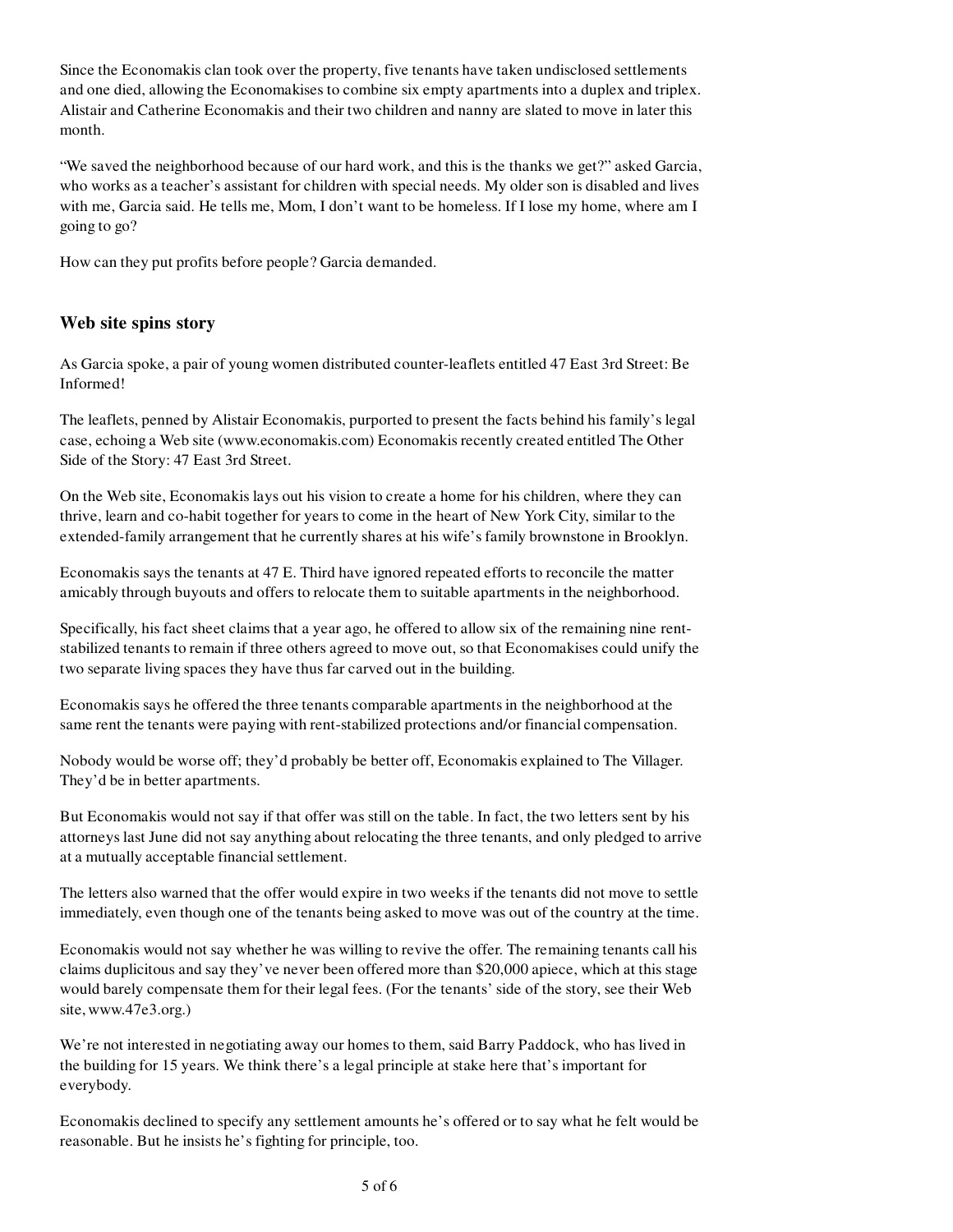Since the Economakis clan took over the property, five tenants have taken undisclosed settlements and one died, allowing the Economakises to combine six empty apartments into a duplex and triplex. Alistair and Catherine Economakis and their two children and nanny are slated to move in later this month.

"We saved the neighborhood because of our hard work, and this is the thanks we get?" asked Garcia, who works as a teacher's assistant for children with special needs. My older son is disabled and lives with me, Garcia said. He tells me, Mom, I don't want to be homeless. If I lose my home, where am I going to go?

How can they put profits before people? Garcia demanded.

### Web site spins story

As Garcia spoke, a pair of young women distributed counter-leaflets entitled 47 East 3rd Street: Be Informed!

The leaflets, penned by Alistair Economakis, purported to present the facts behind his family's legal case, echoing a Web site (www.economakis.com) Economakis recently created entitled The Other Side of the Story: 47 East 3rd Street.

On the Web site, Economakis lays out his vision to create a home for his children, where they can thrive, learn and co-habit together for years to come in the heart of New York City, similar to the extended-family arrangement that he currently shares at his wife's family brownstone in Brooklyn.

Economakis says the tenants at 47 E. Third have ignored repeated efforts to reconcile the matter amicably through buyouts and offers to relocate them to suitable apartments in the neighborhood.

Specifically, his fact sheet claims that a year ago, he offered to allow six of the remaining nine rent-stabilized tenants to remain if three others agreed to move out, so that Economakises could unify the two separate living spaces they have thus far carved out in the building.

Economakis says he offered the three tenants comparable apartments in the neighborhood at the same rent the tenants were paying with rent-stabilized protections and/or financial compensation.

Nobody would be worse off; they'd probably be better off, Economakis explained to The Villager. They'd be in better apartments.

But Economakis would not say if that offer was still on the table. In fact, the two letters sent by his attorneys last June did not say anything about relocating the three tenants, and only pledged to arrive at a mutually acceptable financial settlement.

The letters also warned that the offer would expire in two weeks if the tenants did not move to settle immediately, even though one of the tenants being asked to move was out of the country at the time.

Economakis would not say whether he was willing to revive the offer. The remaining tenants call his claims duplicitous and say they've never been offered more than $20,000 apiece, which at this stage would barely compensate them for their legal fees. (For the tenants' side of the story, see their Web site, www.47e3.org.)

We're not interested in negotiating away our homes to them, said Barry Paddock, who has lived in the building for 15 years. We think there's a legal principle at stake here that's important for everybody.

Economakis declined to specify any settlement amounts he's offered or to say what he felt would be reasonable. But he insists he's fighting for principle, too.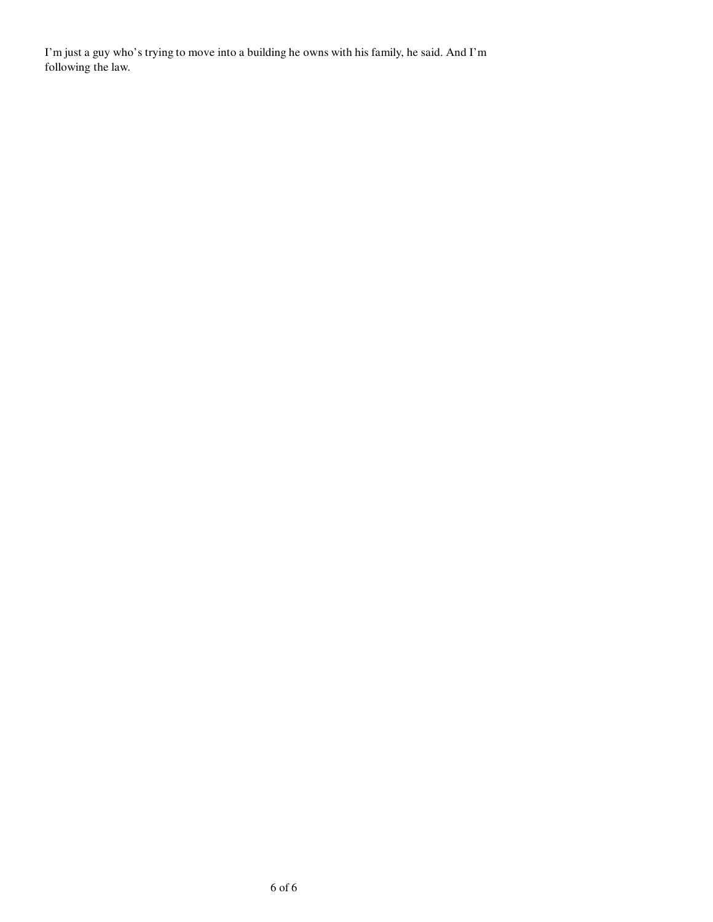I'm just a guy who's trying to move into a building he owns with his family, he said. And I'm following the law.